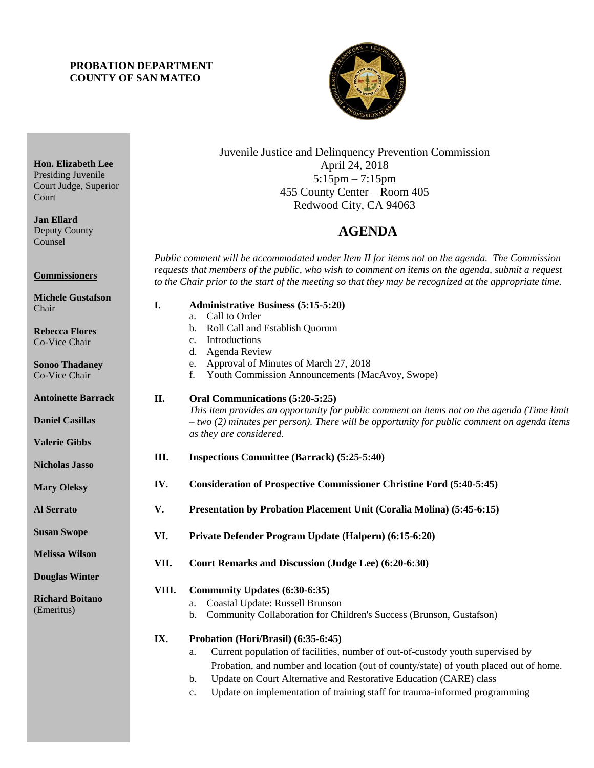**PROBATION DEPARTMENT**
**COUNTY OF SAN MATEO**

**Hon. Elizabeth Lee**
Presiding Juvenile Court Judge, Superior Court

**Jan Ellard**
Deputy County Counsel

**Commissioners**

**Michele Gustafson**
Chair

**Rebecca Flores**
Co-Vice Chair

**Sonoo Thadaney**
Co-Vice Chair

**Antoinette Barrack**

**Daniel Casillas**

**Valerie Gibbs**

**Nicholas Jasso**

**Mary Oleksy**

**Al Serrato**

**Susan Swope**

**Melissa Wilson**

**Douglas Winter**

**Richard Boitano**
(Emeritus)

Juvenile Justice and Delinquency Prevention Commission
April 24, 2018
5:15pm – 7:15pm
455 County Center – Room 405
Redwood City, CA 94063

# AGENDA

*Public comment will be accommodated under Item II for items not on the agenda. The Commission requests that members of the public, who wish to comment on items on the agenda, submit a request to the Chair prior to the start of the meeting so that they may be recognized at the appropriate time.*

**I. Administrative Business (5:15-5:20)**
  a. Call to Order
  b. Roll Call and Establish Quorum
  c. Introductions
  d. Agenda Review
  e. Approval of Minutes of March 27, 2018
  f. Youth Commission Announcements (MacAvoy, Swope)

**II. Oral Communications (5:20-5:25)**
*This item provides an opportunity for public comment on items not on the agenda (Time limit – two (2) minutes per person). There will be opportunity for public comment on agenda items as they are considered.*

**III. Inspections Committee (Barrack) (5:25-5:40)**

**IV. Consideration of Prospective Commissioner Christine Ford (5:40-5:45)**

**V. Presentation by Probation Placement Unit (Coralia Molina) (5:45-6:15)**

**VI. Private Defender Program Update (Halpern) (6:15-6:20)**

**VII. Court Remarks and Discussion (Judge Lee) (6:20-6:30)**

**VIII. Community Updates (6:30-6:35)**
  a. Coastal Update: Russell Brunson
  b. Community Collaboration for Children's Success (Brunson, Gustafson)

**IX. Probation (Hori/Brasil) (6:35-6:45)**
  a. Current population of facilities, number of out-of-custody youth supervised by Probation, and number and location (out of county/state) of youth placed out of home.
  b. Update on Court Alternative and Restorative Education (CARE) class
  c. Update on implementation of training staff for trauma-informed programming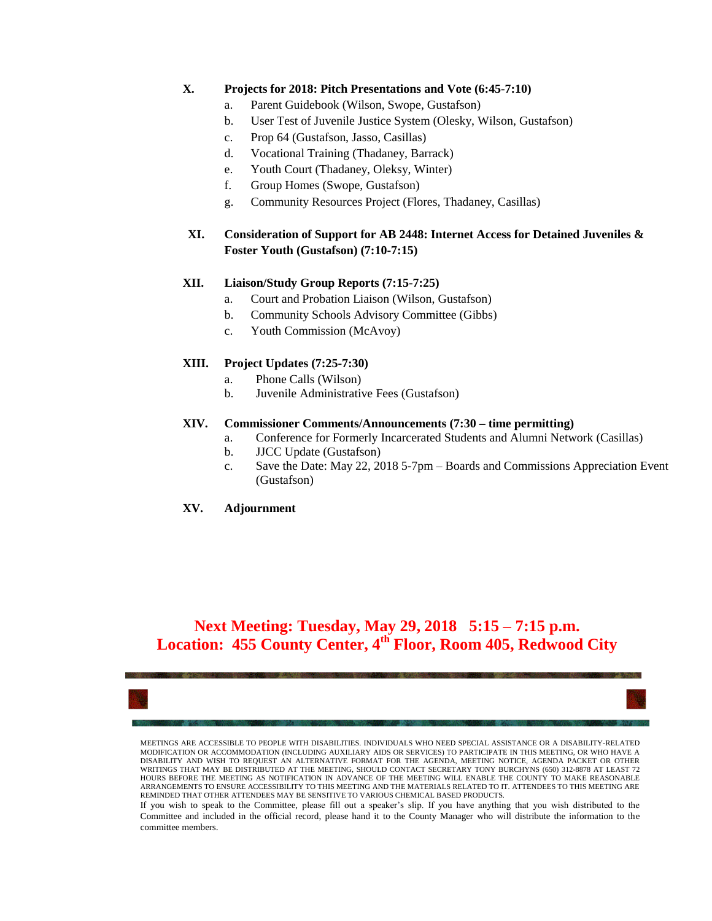**X. Projects for 2018: Pitch Presentations and Vote (6:45-7:10)**

a. Parent Guidebook (Wilson, Swope, Gustafson)
b. User Test of Juvenile Justice System (Olesky, Wilson, Gustafson)
c. Prop 64 (Gustafson, Jasso, Casillas)
d. Vocational Training (Thadaney, Barrack)
e. Youth Court (Thadaney, Oleksy, Winter)
f. Group Homes (Swope, Gustafson)
g. Community Resources Project (Flores, Thadaney, Casillas)

**XI. Consideration of Support for AB 2448: Internet Access for Detained Juveniles & Foster Youth (Gustafson) (7:10-7:15)**

**XII. Liaison/Study Group Reports (7:15-7:25)**

a. Court and Probation Liaison (Wilson, Gustafson)
b. Community Schools Advisory Committee (Gibbs)
c. Youth Commission (McAvoy)

**XIII. Project Updates (7:25-7:30)**

a. Phone Calls (Wilson)
b. Juvenile Administrative Fees (Gustafson)

**XIV. Commissioner Comments/Announcements (7:30 – time permitting)**

a. Conference for Formerly Incarcerated Students and Alumni Network (Casillas)
b. JJCC Update (Gustafson)
c. Save the Date: May 22, 2018 5-7pm – Boards and Commissions Appreciation Event (Gustafson)

**XV. Adjournment**

**Next Meeting: Tuesday, May 29, 2018 5:15 – 7:15 p.m.**
**Location: 455 County Center, 4th Floor, Room 405, Redwood City**

MEETINGS ARE ACCESSIBLE TO PEOPLE WITH DISABILITIES. INDIVIDUALS WHO NEED SPECIAL ASSISTANCE OR A DISABILITY-RELATED MODIFICATION OR ACCOMMODATION (INCLUDING AUXILIARY AIDS OR SERVICES) TO PARTICIPATE IN THIS MEETING, OR WHO HAVE A DISABILITY AND WISH TO REQUEST AN ALTERNATIVE FORMAT FOR THE AGENDA, MEETING NOTICE, AGENDA PACKET OR OTHER WRITINGS THAT MAY BE DISTRIBUTED AT THE MEETING, SHOULD CONTACT SECRETARY TONY BURCHYNS (650) 312-8878 AT LEAST 72 HOURS BEFORE THE MEETING AS NOTIFICATION IN ADVANCE OF THE MEETING WILL ENABLE THE COUNTY TO MAKE REASONABLE ARRANGEMENTS TO ENSURE ACCESSIBILITY TO THIS MEETING AND THE MATERIALS RELATED TO IT. ATTENDEES TO THIS MEETING ARE REMINDED THAT OTHER ATTENDEES MAY BE SENSITIVE TO VARIOUS CHEMICAL BASED PRODUCTS.

If you wish to speak to the Committee, please fill out a speaker's slip. If you have anything that you wish distributed to the Committee and included in the official record, please hand it to the County Manager who will distribute the information to the committee members.